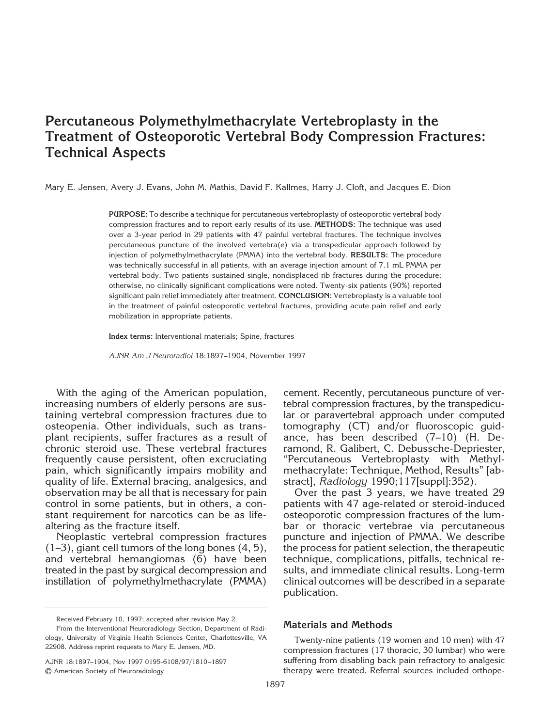# Percutaneous Polymethylmethacrylate Vertebroplasty in the Treatment of Osteoporotic Vertebral Body Compression Fractures: Technical Aspects

Mary E. Jensen, Avery J. Evans, John M. Mathis, David F. Kallmes, Harry J. Cloft, and Jacques E. Dion

**PURPOSE:** To describe a technique for percutaneous vertebroplasty of osteoporotic vertebral body compression fractures and to report early results of its use. **METHODS:** The technique was used over a 3-year period in 29 patients with 47 painful vertebral fractures. The technique involves percutaneous puncture of the involved vertebra(e) via a transpedicular approach followed by injection of polymethylmethacrylate (PMMA) into the vertebral body. **RESULTS:** The procedure was technically successful in all patients, with an average injection amount of 7.1 mL PMMA per vertebral body. Two patients sustained single, nondisplaced rib fractures during the procedure; otherwise, no clinically significant complications were noted. Twenty-six patients (90%) reported significant pain relief immediately after treatment. **CONCLUSION:** Vertebroplasty is a valuable tool in the treatment of painful osteoporotic vertebral fractures, providing acute pain relief and early mobilization in appropriate patients.

**Index terms:** Interventional materials; Spine, fractures

*AJNR Am J Neuroradiol* 18:1897–1904, November 1997

With the aging of the American population, increasing numbers of elderly persons are sustaining vertebral compression fractures due to osteopenia. Other individuals, such as transplant recipients, suffer fractures as a result of chronic steroid use. These vertebral fractures frequently cause persistent, often excruciating pain, which significantly impairs mobility and quality of life. External bracing, analgesics, and observation may be all that is necessary for pain control in some patients, but in others, a constant requirement for narcotics can be as life-altering as the fracture itself.

Neoplastic vertebral compression fractures (1–3), giant cell tumors of the long bones (4, 5), and vertebral hemangiomas (6) have been treated in the past by surgical decompression and instillation of polymethylmethacrylate (PMMA) cement. Recently, percutaneous puncture of vertebral compression fractures, by the transpedicular or paravertebral approach under computed tomography (CT) and/or fluoroscopic guidance, has been described (7–10) (H. Deramond, R. Galibert, C. Debussche-Depriester, "Percutaneous Vertebroplasty with Methylmethacrylate: Technique, Method, Results" [abstract], *Radiology* 1990;117[suppl]:352).

Over the past 3 years, we have treated 29 patients with 47 age-related or steroid-induced osteoporotic compression fractures of the lumbar or thoracic vertebrae via percutaneous puncture and injection of PMMA. We describe the process for patient selection, the therapeutic technique, complications, pitfalls, technical results, and immediate clinical results. Long-term clinical outcomes will be described in a separate publication.

Received February 10, 1997; accepted after revision May 2.

From the Interventional Neuroradiology Section, Department of Radiology, University of Virginia Health Sciences Center, Charlottesville, VA 22908. Address reprint requests to Mary E. Jensen, MD.

AJNR 18:1897–1904, Nov 1997 0195-6108/97/1810–1897
© American Society of Neuroradiology

## Materials and Methods

Twenty-nine patients (19 women and 10 men) with 47 compression fractures (17 thoracic, 30 lumbar) who were suffering from disabling back pain refractory to analgesic therapy were treated. Referral sources included orthope-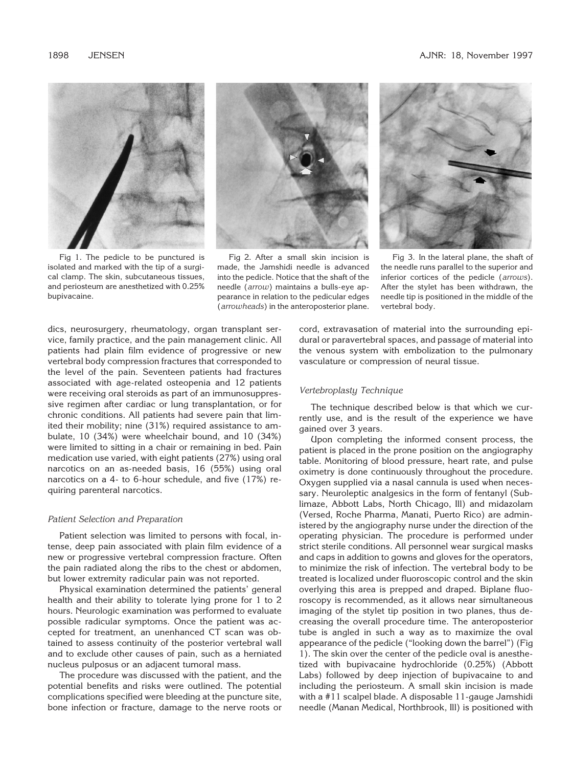Fig 1. The pedicle to be punctured is isolated and marked with the tip of a surgical clamp. The skin, subcutaneous tissues, and periosteum are anesthetized with 0.25% bupivacaine.

Fig 2. After a small skin incision is made, the Jamshidi needle is advanced into the pedicle. Notice that the shaft of the needle (*arrow*) maintains a bulls-eye appearance in relation to the pedicular edges (*arrowheads*) in the anteroposterior plane.

Fig 3. In the lateral plane, the shaft of the needle runs parallel to the superior and inferior cortices of the pedicle (*arrows*). After the stylet has been withdrawn, the needle tip is positioned in the middle of the vertebral body.

dics, neurosurgery, rheumatology, organ transplant service, family practice, and the pain management clinic. All patients had plain film evidence of progressive or new vertebral body compression fractures that corresponded to the level of the pain. Seventeen patients had fractures associated with age-related osteopenia and 12 patients were receiving oral steroids as part of an immunosuppressive regimen after cardiac or lung transplantation, or for chronic conditions. All patients had severe pain that limited their mobility; nine (31%) required assistance to ambulate, 10 (34%) were wheelchair bound, and 10 (34%) were limited to sitting in a chair or remaining in bed. Pain medication use varied, with eight patients (27%) using oral narcotics on an as-needed basis, 16 (55%) using oral narcotics on a 4- to 6-hour schedule, and five (17%) requiring parenteral narcotics.

### *Patient Selection and Preparation*

Patient selection was limited to persons with focal, intense, deep pain associated with plain film evidence of a new or progressive vertebral compression fracture. Often the pain radiated along the ribs to the chest or abdomen, but lower extremity radicular pain was not reported.

Physical examination determined the patients' general health and their ability to tolerate lying prone for 1 to 2 hours. Neurologic examination was performed to evaluate possible radicular symptoms. Once the patient was accepted for treatment, an unenhanced CT scan was obtained to assess continuity of the posterior vertebral wall and to exclude other causes of pain, such as a herniated nucleus pulposus or an adjacent tumoral mass.

The procedure was discussed with the patient, and the potential benefits and risks were outlined. The potential complications specified were bleeding at the puncture site, bone infection or fracture, damage to the nerve roots or cord, extravasation of material into the surrounding epidural or paravertebral spaces, and passage of material into the venous system with embolization to the pulmonary vasculature or compression of neural tissue.

### *Vertebroplasty Technique*

The technique described below is that which we currently use, and is the result of the experience we have gained over 3 years.

Upon completing the informed consent process, the patient is placed in the prone position on the angiography table. Monitoring of blood pressure, heart rate, and pulse oximetry is done continuously throughout the procedure. Oxygen supplied via a nasal cannula is used when necessary. Neuroleptic analgesics in the form of fentanyl (Sublimaze, Abbott Labs, North Chicago, Ill) and midazolam (Versed, Roche Pharma, Manati, Puerto Rico) are administered by the angiography nurse under the direction of the operating physician. The procedure is performed under strict sterile conditions. All personnel wear surgical masks and caps in addition to gowns and gloves for the operators, to minimize the risk of infection. The vertebral body to be treated is localized under fluoroscopic control and the skin overlying this area is prepped and draped. Biplane fluoroscopy is recommended, as it allows near simultaneous imaging of the stylet tip position in two planes, thus decreasing the overall procedure time. The anteroposterior tube is angled in such a way as to maximize the oval appearance of the pedicle ("looking down the barrel") (Fig 1). The skin over the center of the pedicle oval is anesthetized with bupivacaine hydrochloride (0.25%) (Abbott Labs) followed by deep injection of bupivacaine to and including the periosteum. A small skin incision is made with a #11 scalpel blade. A disposable 11-gauge Jamshidi needle (Manan Medical, Northbrook, Ill) is positioned with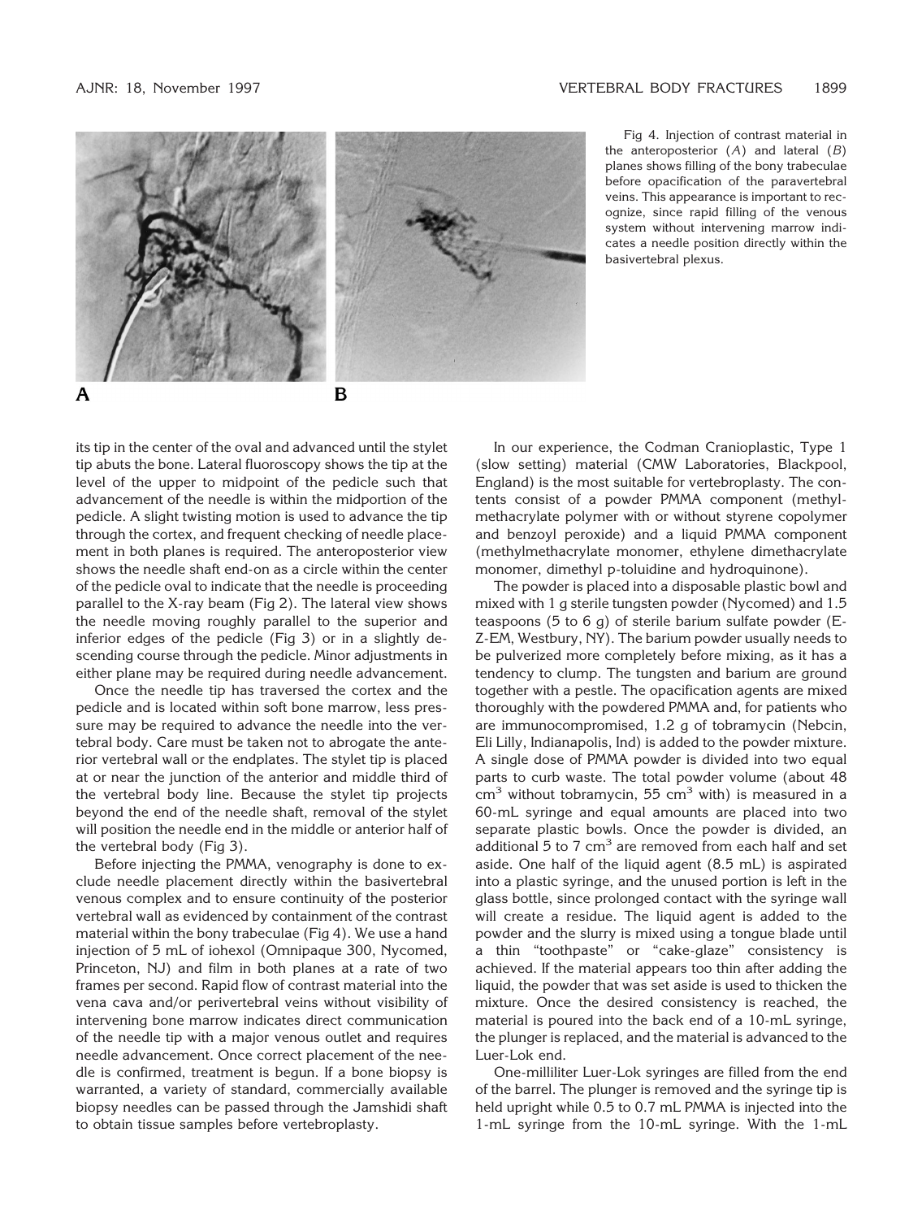Fig 4. Injection of contrast material in the anteroposterior (*A*) and lateral (*B*) planes shows filling of the bony trabeculae before opacification of the paravertebral veins. This appearance is important to recognize, since rapid filling of the venous system without intervening marrow indicates a needle position directly within the basivertebral plexus.

its tip in the center of the oval and advanced until the stylet tip abuts the bone. Lateral fluoroscopy shows the tip at the level of the upper to midpoint of the pedicle such that advancement of the needle is within the midportion of the pedicle. A slight twisting motion is used to advance the tip through the cortex, and frequent checking of needle placement in both planes is required. The anteroposterior view shows the needle shaft end-on as a circle within the center of the pedicle oval to indicate that the needle is proceeding parallel to the X-ray beam (Fig 2). The lateral view shows the needle moving roughly parallel to the superior and inferior edges of the pedicle (Fig 3) or in a slightly descending course through the pedicle. Minor adjustments in either plane may be required during needle advancement.

Once the needle tip has traversed the cortex and the pedicle and is located within soft bone marrow, less pressure may be required to advance the needle into the vertebral body. Care must be taken not to abrogate the anterior vertebral wall or the endplates. The stylet tip is placed at or near the junction of the anterior and middle third of the vertebral body line. Because the stylet tip projects beyond the end of the needle shaft, removal of the stylet will position the needle end in the middle or anterior half of the vertebral body (Fig 3).

Before injecting the PMMA, venography is done to exclude needle placement directly within the basivertebral venous complex and to ensure continuity of the posterior vertebral wall as evidenced by containment of the contrast material within the bony trabeculae (Fig 4). We use a hand injection of 5 mL of iohexol (Omnipaque 300, Nycomed, Princeton, NJ) and film in both planes at a rate of two frames per second. Rapid flow of contrast material into the vena cava and/or perivertebral veins without visibility of intervening bone marrow indicates direct communication of the needle tip with a major venous outlet and requires needle advancement. Once correct placement of the needle is confirmed, treatment is begun. If a bone biopsy is warranted, a variety of standard, commercially available biopsy needles can be passed through the Jamshidi shaft to obtain tissue samples before vertebroplasty.

In our experience, the Codman Cranioplastic, Type 1 (slow setting) material (CMW Laboratories, Blackpool, England) is the most suitable for vertebroplasty. The contents consist of a powder PMMA component (methylmethacrylate polymer with or without styrene copolymer and benzoyl peroxide) and a liquid PMMA component (methylmethacrylate monomer, ethylene dimethacrylate monomer, dimethyl p-toluidine and hydroquinone).

The powder is placed into a disposable plastic bowl and mixed with 1 g sterile tungsten powder (Nycomed) and 1.5 teaspoons (5 to 6 g) of sterile barium sulfate powder (E-Z-EM, Westbury, NY). The barium powder usually needs to be pulverized more completely before mixing, as it has a tendency to clump. The tungsten and barium are ground together with a pestle. The opacification agents are mixed thoroughly with the powdered PMMA and, for patients who are immunocompromised, 1.2 g of tobramycin (Nebcin, Eli Lilly, Indianapolis, Ind) is added to the powder mixture. A single dose of PMMA powder is divided into two equal parts to curb waste. The total powder volume (about 48 $cm^3$ without tobramycin, 55 $cm^3$ with) is measured in a 60-mL syringe and equal amounts are placed into two separate plastic bowls. Once the powder is divided, an additional 5 to 7 $cm^3$ are removed from each half and set aside. One half of the liquid agent (8.5 mL) is aspirated into a plastic syringe, and the unused portion is left in the glass bottle, since prolonged contact with the syringe wall will create a residue. The liquid agent is added to the powder and the slurry is mixed using a tongue blade until a thin "toothpaste" or "cake-glaze" consistency is achieved. If the material appears too thin after adding the liquid, the powder that was set aside is used to thicken the mixture. Once the desired consistency is reached, the material is poured into the back end of a 10-mL syringe, the plunger is replaced, and the material is advanced to the Luer-Lok end.

One-milliliter Luer-Lok syringes are filled from the end of the barrel. The plunger is removed and the syringe tip is held upright while 0.5 to 0.7 mL PMMA is injected into the 1-mL syringe from the 10-mL syringe. With the 1-mL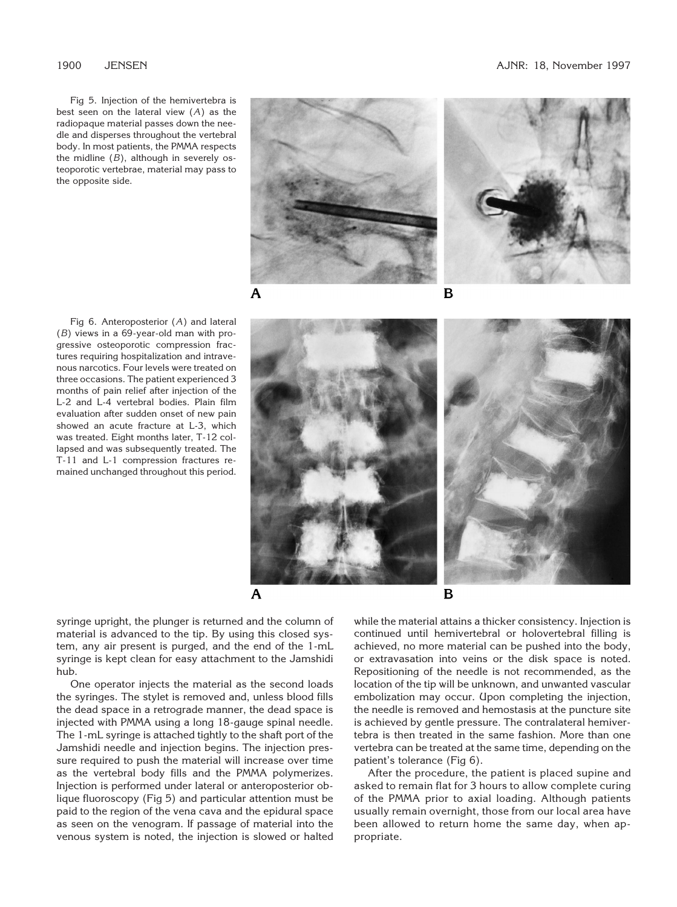Fig 5. Injection of the hemivertebra is best seen on the lateral view (*A*) as the radiopaque material passes down the needle and disperses throughout the vertebral body. In most patients, the PMMA respects the midline (*B*), although in severely osteoporotic vertebrae, material may pass to the opposite side.

Fig 6. Anteroposterior (*A*) and lateral (*B*) views in a 69-year-old man with progressive osteoporotic compression fractures requiring hospitalization and intravenous narcotics. Four levels were treated on three occasions. The patient experienced 3 months of pain relief after injection of the L-2 and L-4 vertebral bodies. Plain film evaluation after sudden onset of new pain showed an acute fracture at L-3, which was treated. Eight months later, T-12 collapsed and was subsequently treated. The T-11 and L-1 compression fractures remained unchanged throughout this period.

syringe upright, the plunger is returned and the column of material is advanced to the tip. By using this closed system, any air present is purged, and the end of the 1-mL syringe is kept clean for easy attachment to the Jamshidi hub.

One operator injects the material as the second loads the syringes. The stylet is removed and, unless blood fills the dead space in a retrograde manner, the dead space is injected with PMMA using a long 18-gauge spinal needle. The 1-mL syringe is attached tightly to the shaft port of the Jamshidi needle and injection begins. The injection pressure required to push the material will increase over time as the vertebral body fills and the PMMA polymerizes. Injection is performed under lateral or anteroposterior oblique fluoroscopy (Fig 5) and particular attention must be paid to the region of the vena cava and the epidural space as seen on the venogram. If passage of material into the venous system is noted, the injection is slowed or halted while the material attains a thicker consistency. Injection is continued until hemivertebral or holovertebral filling is achieved, no more material can be pushed into the body, or extravasation into veins or the disk space is noted. Repositioning of the needle is not recommended, as the location of the tip will be unknown, and unwanted vascular embolization may occur. Upon completing the injection, the needle is removed and hemostasis at the puncture site is achieved by gentle pressure. The contralateral hemivertebra is then treated in the same fashion. More than one vertebra can be treated at the same time, depending on the patient's tolerance (Fig 6).

After the procedure, the patient is placed supine and asked to remain flat for 3 hours to allow complete curing of the PMMA prior to axial loading. Although patients usually remain overnight, those from our local area have been allowed to return home the same day, when appropriate.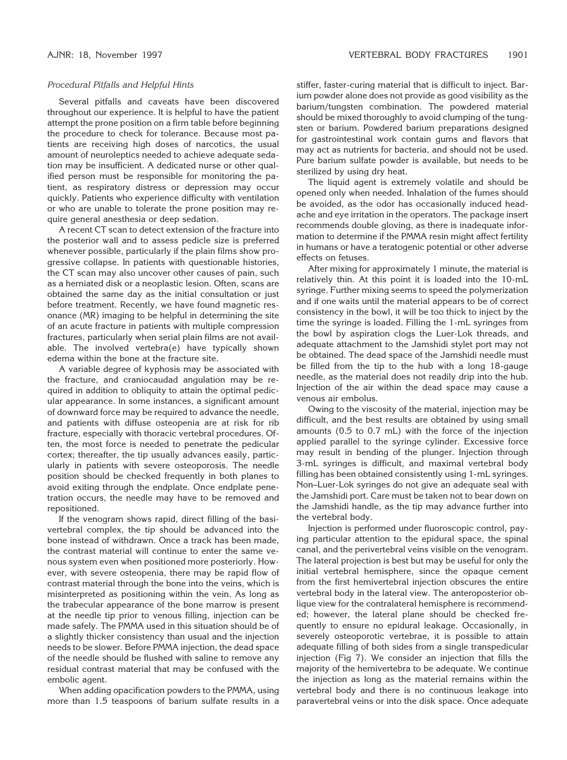*Procedural Pitfalls and Helpful Hints*

Several pitfalls and caveats have been discovered throughout our experience. It is helpful to have the patient attempt the prone position on a firm table before beginning the procedure to check for tolerance. Because most patients are receiving high doses of narcotics, the usual amount of neuroleptics needed to achieve adequate sedation may be insufficient. A dedicated nurse or other qualified person must be responsible for monitoring the patient, as respiratory distress or depression may occur quickly. Patients who experience difficulty with ventilation or who are unable to tolerate the prone position may require general anesthesia or deep sedation.

A recent CT scan to detect extension of the fracture into the posterior wall and to assess pedicle size is preferred whenever possible, particularly if the plain films show progressive collapse. In patients with questionable histories, the CT scan may also uncover other causes of pain, such as a herniated disk or a neoplastic lesion. Often, scans are obtained the same day as the initial consultation or just before treatment. Recently, we have found magnetic resonance (MR) imaging to be helpful in determining the site of an acute fracture in patients with multiple compression fractures, particularly when serial plain films are not available. The involved vertebra(e) have typically shown edema within the bone at the fracture site.

A variable degree of kyphosis may be associated with the fracture, and craniocaudad angulation may be required in addition to obliquity to attain the optimal pedicular appearance. In some instances, a significant amount of downward force may be required to advance the needle, and patients with diffuse osteopenia are at risk for rib fracture, especially with thoracic vertebral procedures. Often, the most force is needed to penetrate the pedicular cortex; thereafter, the tip usually advances easily, particularly in patients with severe osteoporosis. The needle position should be checked frequently in both planes to avoid exiting through the endplate. Once endplate penetration occurs, the needle may have to be removed and repositioned.

If the venogram shows rapid, direct filling of the basivertebral complex, the tip should be advanced into the bone instead of withdrawn. Once a track has been made, the contrast material will continue to enter the same venous system even when positioned more posteriorly. However, with severe osteopenia, there may be rapid flow of contrast material through the bone into the veins, which is misinterpreted as positioning within the vein. As long as the trabecular appearance of the bone marrow is present at the needle tip prior to venous filling, injection can be made safely. The PMMA used in this situation should be of a slightly thicker consistency than usual and the injection needs to be slower. Before PMMA injection, the dead space of the needle should be flushed with saline to remove any residual contrast material that may be confused with the embolic agent.

When adding opacification powders to the PMMA, using more than 1.5 teaspoons of barium sulfate results in a stiffer, faster-curing material that is difficult to inject. Barium powder alone does not provide as good visibility as the barium/tungsten combination. The powdered material should be mixed thoroughly to avoid clumping of the tungsten or barium. Powdered barium preparations designed for gastrointestinal work contain gums and flavors that may act as nutrients for bacteria, and should not be used. Pure barium sulfate powder is available, but needs to be sterilized by using dry heat.

The liquid agent is extremely volatile and should be opened only when needed. Inhalation of the fumes should be avoided, as the odor has occasionally induced headache and eye irritation in the operators. The package insert recommends double gloving, as there is inadequate information to determine if the PMMA resin might affect fertility in humans or have a teratogenic potential or other adverse effects on fetuses.

After mixing for approximately 1 minute, the material is relatively thin. At this point it is loaded into the 10-mL syringe. Further mixing seems to speed the polymerization and if one waits until the material appears to be of correct consistency in the bowl, it will be too thick to inject by the time the syringe is loaded. Filling the 1-mL syringes from the bowl by aspiration clogs the Luer-Lok threads, and adequate attachment to the Jamshidi stylet port may not be obtained. The dead space of the Jamshidi needle must be filled from the tip to the hub with a long 18-gauge needle, as the material does not readily drip into the hub. Injection of the air within the dead space may cause a venous air embolus.

Owing to the viscosity of the material, injection may be difficult, and the best results are obtained by using small amounts (0.5 to 0.7 mL) with the force of the injection applied parallel to the syringe cylinder. Excessive force may result in bending of the plunger. Injection through 3-mL syringes is difficult, and maximal vertebral body filling has been obtained consistently using 1-mL syringes. Non–Luer-Lok syringes do not give an adequate seal with the Jamshidi port. Care must be taken not to bear down on the Jamshidi handle, as the tip may advance further into the vertebral body.

Injection is performed under fluoroscopic control, paying particular attention to the epidural space, the spinal canal, and the perivertebral veins visible on the venogram. The lateral projection is best but may be useful for only the initial vertebral hemisphere, since the opaque cement from the first hemivertebral injection obscures the entire vertebral body in the lateral view. The anteroposterior oblique view for the contralateral hemisphere is recommended; however, the lateral plane should be checked frequently to ensure no epidural leakage. Occasionally, in severely osteoporotic vertebrae, it is possible to attain adequate filling of both sides from a single transpedicular injection (Fig 7). We consider an injection that fills the majority of the hemivertebra to be adequate. We continue the injection as long as the material remains within the vertebral body and there is no continuous leakage into paravertebral veins or into the disk space. Once adequate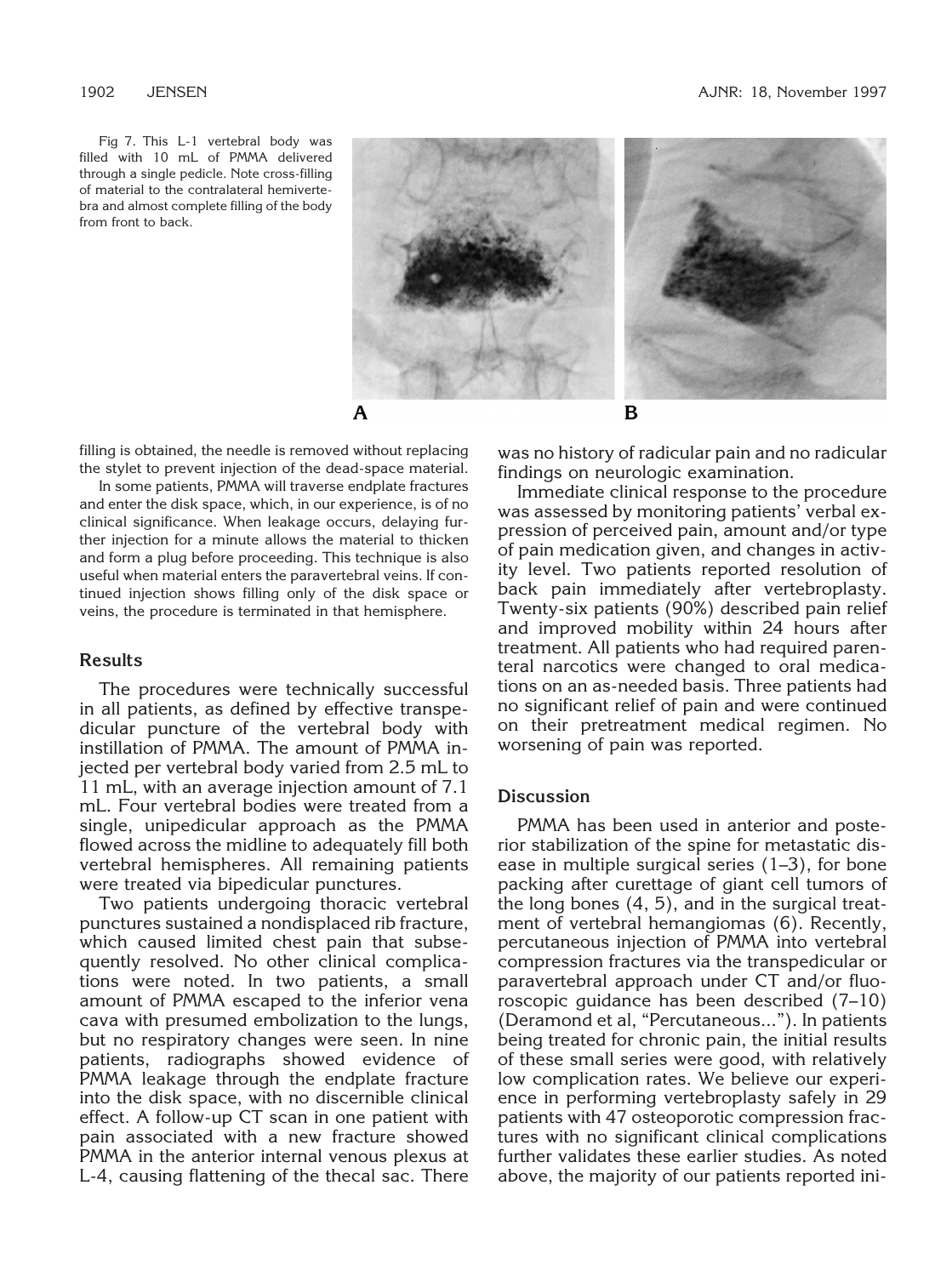Fig 7. This L-1 vertebral body was filled with 10 mL of PMMA delivered through a single pedicle. Note cross-filling of material to the contralateral hemivertebra and almost complete filling of the body from front to back.

A B

filling is obtained, the needle is removed without replacing the stylet to prevent injection of the dead-space material.

In some patients, PMMA will traverse endplate fractures and enter the disk space, which, in our experience, is of no clinical significance. When leakage occurs, delaying further injection for a minute allows the material to thicken and form a plug before proceeding. This technique is also useful when material enters the paravertebral veins. If continued injection shows filling only of the disk space or veins, the procedure is terminated in that hemisphere.

## Results

The procedures were technically successful in all patients, as defined by effective transpedicular puncture of the vertebral body with instillation of PMMA. The amount of PMMA injected per vertebral body varied from 2.5 mL to 11 mL, with an average injection amount of 7.1 mL. Four vertebral bodies were treated from a single, unipedicular approach as the PMMA flowed across the midline to adequately fill both vertebral hemispheres. All remaining patients were treated via bipedicular punctures.

Two patients undergoing thoracic vertebral punctures sustained a nondisplaced rib fracture, which caused limited chest pain that subsequently resolved. No other clinical complications were noted. In two patients, a small amount of PMMA escaped to the inferior vena cava with presumed embolization to the lungs, but no respiratory changes were seen. In nine patients, radiographs showed evidence of PMMA leakage through the endplate fracture into the disk space, with no discernible clinical effect. A follow-up CT scan in one patient with pain associated with a new fracture showed PMMA in the anterior internal venous plexus at L-4, causing flattening of the thecal sac. There was no history of radicular pain and no radicular findings on neurologic examination.

Immediate clinical response to the procedure was assessed by monitoring patients' verbal expression of perceived pain, amount and/or type of pain medication given, and changes in activity level. Two patients reported resolution of back pain immediately after vertebroplasty. Twenty-six patients (90%) described pain relief and improved mobility within 24 hours after treatment. All patients who had required parenteral narcotics were changed to oral medications on an as-needed basis. Three patients had no significant relief of pain and were continued on their pretreatment medical regimen. No worsening of pain was reported.

## Discussion

PMMA has been used in anterior and posterior stabilization of the spine for metastatic disease in multiple surgical series (1–3), for bone packing after curettage of giant cell tumors of the long bones (4, 5), and in the surgical treatment of vertebral hemangiomas (6). Recently, percutaneous injection of PMMA into vertebral compression fractures via the transpedicular or paravertebral approach under CT and/or fluoroscopic guidance has been described (7–10) (Deramond et al, "Percutaneous..."). In patients being treated for chronic pain, the initial results of these small series were good, with relatively low complication rates. We believe our experience in performing vertebroplasty safely in 29 patients with 47 osteoporotic compression fractures with no significant clinical complications further validates these earlier studies. As noted above, the majority of our patients reported ini-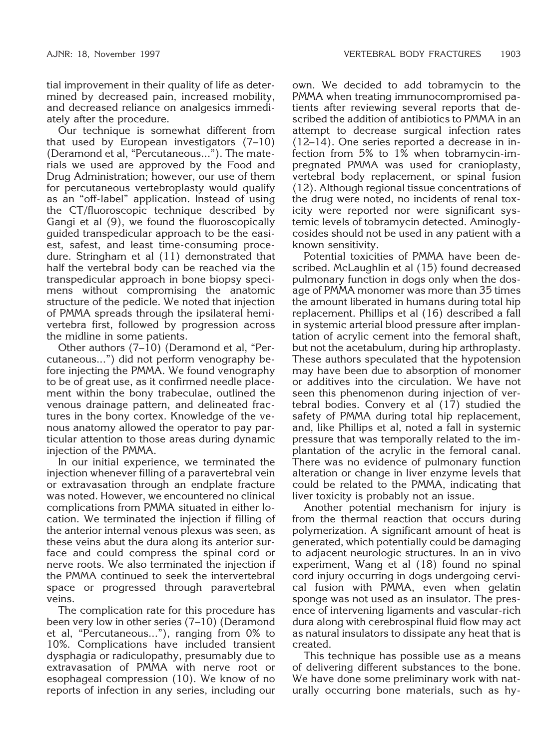tial improvement in their quality of life as determined by decreased pain, increased mobility, and decreased reliance on analgesics immediately after the procedure.

Our technique is somewhat different from that used by European investigators (7–10) (Deramond et al, "Percutaneous..."). The materials we used are approved by the Food and Drug Administration; however, our use of them for percutaneous vertebroplasty would qualify as an "off-label" application. Instead of using the CT/fluoroscopic technique described by Gangi et al (9), we found the fluoroscopically guided transpedicular approach to be the easiest, safest, and least time-consuming procedure. Stringham et al (11) demonstrated that half the vertebral body can be reached via the transpedicular approach in bone biopsy specimens without compromising the anatomic structure of the pedicle. We noted that injection of PMMA spreads through the ipsilateral hemivertebra first, followed by progression across the midline in some patients.

Other authors (7–10) (Deramond et al, "Percutaneous...") did not perform venography before injecting the PMMA. We found venography to be of great use, as it confirmed needle placement within the bony trabeculae, outlined the venous drainage pattern, and delineated fractures in the bony cortex. Knowledge of the venous anatomy allowed the operator to pay particular attention to those areas during dynamic injection of the PMMA.

In our initial experience, we terminated the injection whenever filling of a paravertebral vein or extravasation through an endplate fracture was noted. However, we encountered no clinical complications from PMMA situated in either location. We terminated the injection if filling of the anterior internal venous plexus was seen, as these veins abut the dura along its anterior surface and could compress the spinal cord or nerve roots. We also terminated the injection if the PMMA continued to seek the intervertebral space or progressed through paravertebral veins.

The complication rate for this procedure has been very low in other series (7–10) (Deramond et al, "Percutaneous..."), ranging from 0% to 10%. Complications have included transient dysphagia or radiculopathy, presumably due to extravasation of PMMA with nerve root or esophageal compression (10). We know of no reports of infection in any series, including our own. We decided to add tobramycin to the PMMA when treating immunocompromised patients after reviewing several reports that described the addition of antibiotics to PMMA in an attempt to decrease surgical infection rates (12–14). One series reported a decrease in infection from 5% to 1% when tobramycin-impregnated PMMA was used for cranioplasty, vertebral body replacement, or spinal fusion (12). Although regional tissue concentrations of the drug were noted, no incidents of renal toxicity were reported nor were significant systemic levels of tobramycin detected. Aminoglycosides should not be used in any patient with a known sensitivity.

Potential toxicities of PMMA have been described. McLaughlin et al (15) found decreased pulmonary function in dogs only when the dosage of PMMA monomer was more than 35 times the amount liberated in humans during total hip replacement. Phillips et al (16) described a fall in systemic arterial blood pressure after implantation of acrylic cement into the femoral shaft, but not the acetabulum, during hip arthroplasty. These authors speculated that the hypotension may have been due to absorption of monomer or additives into the circulation. We have not seen this phenomenon during injection of vertebral bodies. Convery et al (17) studied the safety of PMMA during total hip replacement, and, like Phillips et al, noted a fall in systemic pressure that was temporally related to the implantation of the acrylic in the femoral canal. There was no evidence of pulmonary function alteration or change in liver enzyme levels that could be related to the PMMA, indicating that liver toxicity is probably not an issue.

Another potential mechanism for injury is from the thermal reaction that occurs during polymerization. A significant amount of heat is generated, which potentially could be damaging to adjacent neurologic structures. In an in vivo experiment, Wang et al (18) found no spinal cord injury occurring in dogs undergoing cervical fusion with PMMA, even when gelatin sponge was not used as an insulator. The presence of intervening ligaments and vascular-rich dura along with cerebrospinal fluid flow may act as natural insulators to dissipate any heat that is created.

This technique has possible use as a means of delivering different substances to the bone. We have done some preliminary work with naturally occurring bone materials, such as hy-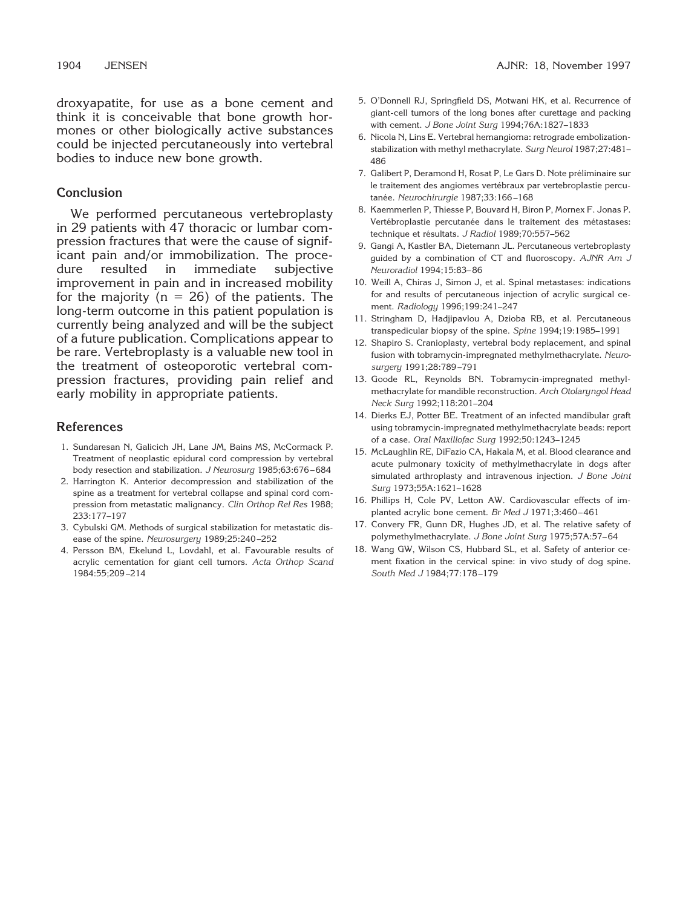droxyapatite, for use as a bone cement and think it is conceivable that bone growth hormones or other biologically active substances could be injected percutaneously into vertebral bodies to induce new bone growth.

## Conclusion

We performed percutaneous vertebroplasty in 29 patients with 47 thoracic or lumbar compression fractures that were the cause of significant pain and/or immobilization. The procedure resulted in immediate subjective improvement in pain and in increased mobility for the majority ($n = 26$) of the patients. The long-term outcome in this patient population is currently being analyzed and will be the subject of a future publication. Complications appear to be rare. Vertebroplasty is a valuable new tool in the treatment of osteoporotic vertebral compression fractures, providing pain relief and early mobility in appropriate patients.

## References

1. Sundaresan N, Galicich JH, Lane JM, Bains MS, McCormack P. Treatment of neoplastic epidural cord compression by vertebral body resection and stabilization. *J Neurosurg* 1985;63:676–684
2. Harrington K. Anterior decompression and stabilization of the spine as a treatment for vertebral collapse and spinal cord compression from metastatic malignancy. *Clin Orthop Rel Res* 1988; 233:177–197
3. Cybulski GM. Methods of surgical stabilization for metastatic disease of the spine. *Neurosurgery* 1989;25:240–252
4. Persson BM, Ekelund L, Lovdahl, et al. Favourable results of acrylic cementation for giant cell tumors. *Acta Orthop Scand* 1984:55;209–214
5. O'Donnell RJ, Springfield DS, Motwani HK, et al. Recurrence of giant-cell tumors of the long bones after curettage and packing with cement. *J Bone Joint Surg* 1994;76A:1827–1833
6. Nicola N, Lins E. Vertebral hemangioma: retrograde embolization-stabilization with methyl methacrylate. *Surg Neurol* 1987;27:481–486
7. Galibert P, Deramond H, Rosat P, Le Gars D. Note préliminaire sur le traitement des angiomes vertébraux par vertebroplastie percutanée. *Neurochirurgie* 1987;33:166–168
8. Kaemmerlen P, Thiesse P, Bouvard H, Biron P, Mornex F. Jonas P. Vertébroplastie percutanée dans le traitement des métastases: technique et résultats. *J Radiol* 1989;70:557–562
9. Gangi A, Kastler BA, Dietemann JL. Percutaneous vertebroplasty guided by a combination of CT and fluoroscopy. *AJNR Am J Neuroradiol* 1994;15:83–86
10. Weill A, Chiras J, Simon J, et al. Spinal metastases: indications for and results of percutaneous injection of acrylic surgical cement. *Radiology* 1996;199:241–247
11. Stringham D, Hadjipavlou A, Dzioba RB, et al. Percutaneous transpedicular biopsy of the spine. *Spine* 1994;19:1985–1991
12. Shapiro S. Cranioplasty, vertebral body replacement, and spinal fusion with tobramycin-impregnated methylmethacrylate. *Neurosurgery* 1991;28:789–791
13. Goode RL, Reynolds BN. Tobramycin-impregnated methylmethacrylate for mandible reconstruction. *Arch Otolaryngol Head Neck Surg* 1992;118:201–204
14. Dierks EJ, Potter BE. Treatment of an infected mandibular graft using tobramycin-impregnated methylmethacrylate beads: report of a case. *Oral Maxillofac Surg* 1992;50:1243–1245
15. McLaughlin RE, DiFazio CA, Hakala M, et al. Blood clearance and acute pulmonary toxicity of methylmethacrylate in dogs after simulated arthroplasty and intravenous injection. *J Bone Joint Surg* 1973;55A:1621–1628
16. Phillips H, Cole PV, Letton AW. Cardiovascular effects of implanted acrylic bone cement. *Br Med J* 1971;3:460–461
17. Convery FR, Gunn DR, Hughes JD, et al. The relative safety of polymethylmethacrylate. *J Bone Joint Surg* 1975;57A:57–64
18. Wang GW, Wilson CS, Hubbard SL, et al. Safety of anterior cement fixation in the cervical spine: in vivo study of dog spine. *South Med J* 1984;77:178–179